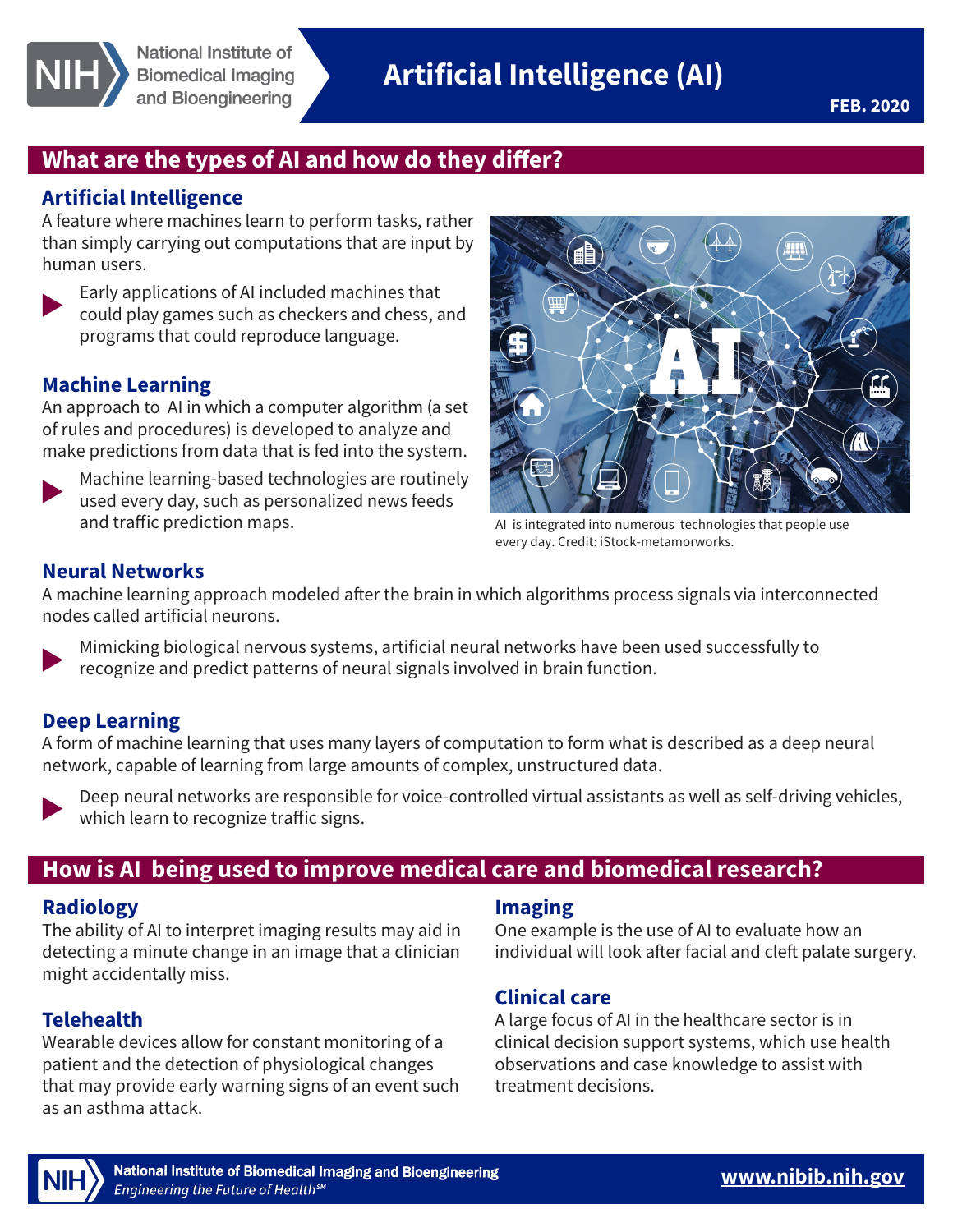National Institute of Biomedical Imaging and Bioengineering

# Artificial Intelligence (AI)

FEB. 2020

## What are the types of AI and how do they differ?

### Artificial Intelligence

A feature where machines learn to perform tasks, rather than simply carrying out computations that are input by human users.

- Early applications of AI included machines that could play games such as checkers and chess, and programs that could reproduce language.

### Machine Learning

An approach to AI in which a computer algorithm (a set of rules and procedures) is developed to analyze and make predictions from data that is fed into the system.

- Machine learning-based technologies are routinely used every day, such as personalized news feeds and traffic prediction maps.

AI is integrated into numerous technologies that people use every day. Credit: iStock-metamorworks.

### Neural Networks

A machine learning approach modeled after the brain in which algorithms process signals via interconnected nodes called artificial neurons.

- Mimicking biological nervous systems, artificial neural networks have been used successfully to recognize and predict patterns of neural signals involved in brain function.

### Deep Learning

A form of machine learning that uses many layers of computation to form what is described as a deep neural network, capable of learning from large amounts of complex, unstructured data.

- Deep neural networks are responsible for voice-controlled virtual assistants as well as self-driving vehicles, which learn to recognize traffic signs.

## How is AI being used to improve medical care and biomedical research?

### Radiology

The ability of AI to interpret imaging results may aid in detecting a minute change in an image that a clinician might accidentally miss.

### Telehealth

Wearable devices allow for constant monitoring of a patient and the detection of physiological changes that may provide early warning signs of an event such as an asthma attack.

### Imaging

One example is the use of AI to evaluate how an individual will look after facial and cleft palate surgery.

### Clinical care

A large focus of AI in the healthcare sector is in clinical decision support systems, which use health observations and case knowledge to assist with treatment decisions.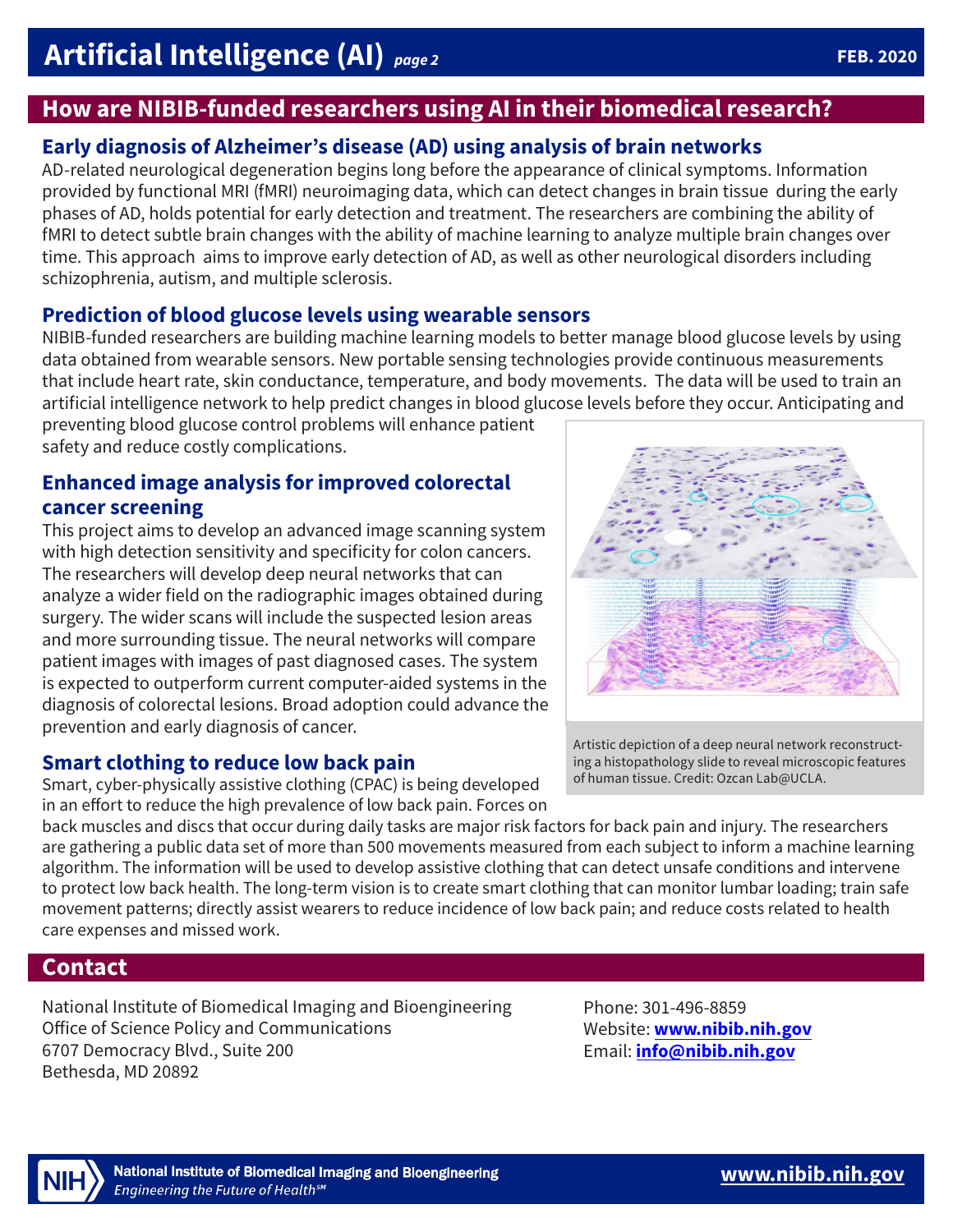## How are NIBIB-funded researchers using AI in their biomedical research?

### Early diagnosis of Alzheimer's disease (AD) using analysis of brain networks

AD-related neurological degeneration begins long before the appearance of clinical symptoms. Information provided by functional MRI (fMRI) neuroimaging data, which can detect changes in brain tissue during the early phases of AD, holds potential for early detection and treatment. The researchers are combining the ability of fMRI to detect subtle brain changes with the ability of machine learning to analyze multiple brain changes over time. This approach aims to improve early detection of AD, as well as other neurological disorders including schizophrenia, autism, and multiple sclerosis.

### Prediction of blood glucose levels using wearable sensors

NIBIB-funded researchers are building machine learning models to better manage blood glucose levels by using data obtained from wearable sensors. New portable sensing technologies provide continuous measurements that include heart rate, skin conductance, temperature, and body movements. The data will be used to train an artificial intelligence network to help predict changes in blood glucose levels before they occur. Anticipating and preventing blood glucose control problems will enhance patient safety and reduce costly complications.

### Enhanced image analysis for improved colorectal cancer screening

This project aims to develop an advanced image scanning system with high detection sensitivity and specificity for colon cancers. The researchers will develop deep neural networks that can analyze a wider field on the radiographic images obtained during surgery. The wider scans will include the suspected lesion areas and more surrounding tissue. The neural networks will compare patient images with images of past diagnosed cases. The system is expected to outperform current computer-aided systems in the diagnosis of colorectal lesions. Broad adoption could advance the prevention and early diagnosis of cancer.

Artistic depiction of a deep neural network reconstructing a histopathology slide to reveal microscopic features of human tissue. Credit: Ozcan Lab@UCLA.

### Smart clothing to reduce low back pain

Smart, cyber-physically assistive clothing (CPAC) is being developed in an effort to reduce the high prevalence of low back pain. Forces on back muscles and discs that occur during daily tasks are major risk factors for back pain and injury. The researchers are gathering a public data set of more than 500 movements measured from each subject to inform a machine learning algorithm. The information will be used to develop assistive clothing that can detect unsafe conditions and intervene to protect low back health. The long-term vision is to create smart clothing that can monitor lumbar loading; train safe movement patterns; directly assist wearers to reduce incidence of low back pain; and reduce costs related to health care expenses and missed work.

## Contact

National Institute of Biomedical Imaging and Bioengineering
Office of Science Policy and Communications
6707 Democracy Blvd., Suite 200
Bethesda, MD 20892

Phone: 301-496-8859
Website: **www.nibib.nih.gov**
Email: **info@nibib.nih.gov**